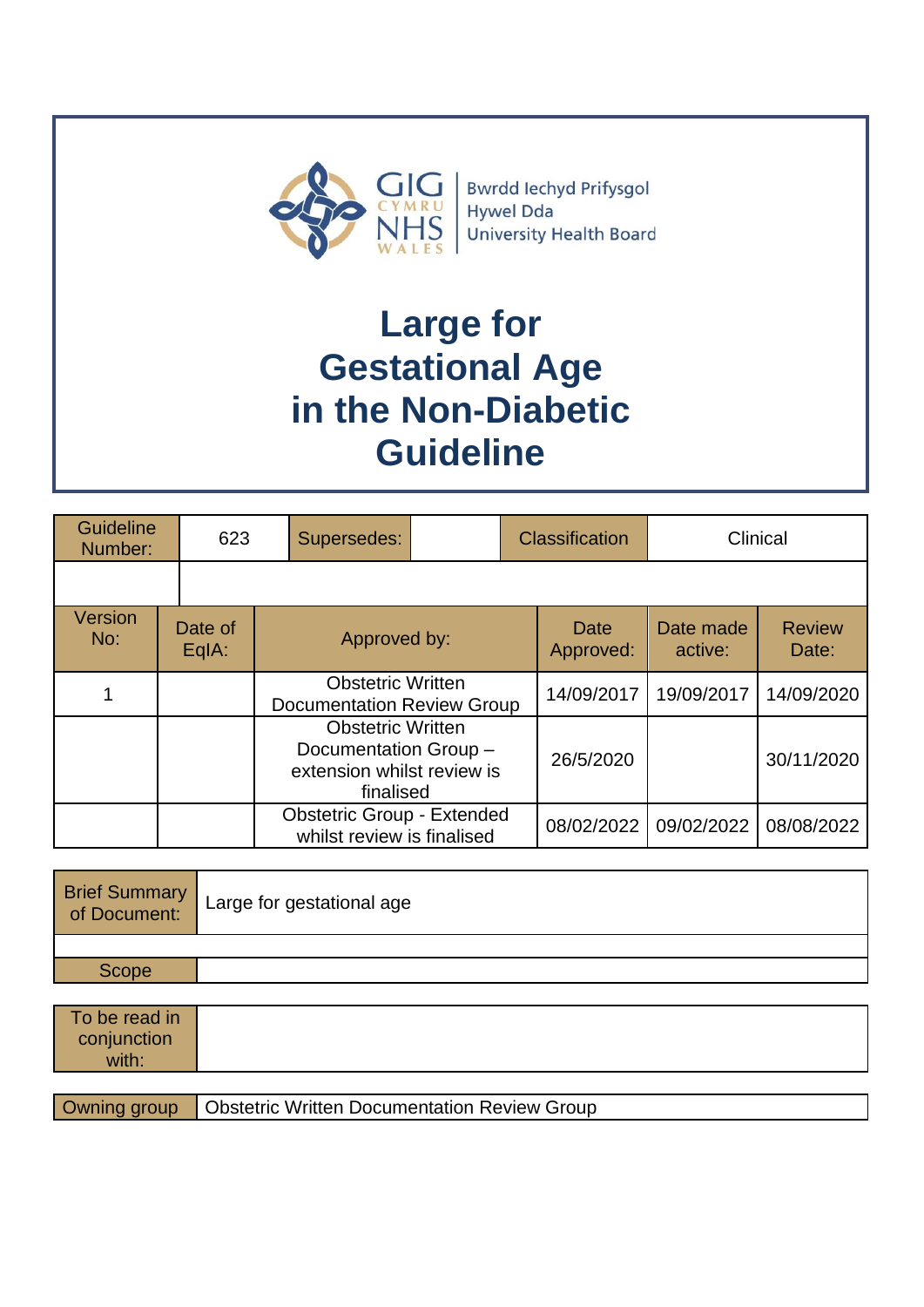GIG CYMRU NHS WALES | Bwrdd Iechyd Prifysgol Hywel Dda University Health Board

# Large for Gestational Age in the Non-Diabetic Guideline

| Guideline Number: | 623 | Supersedes: | | Classification | Clinical |
|---|---|---|---|---|---|

| Version No: | Date of EqIA: | Approved by: | Date Approved: | Date made active: | Review Date: |
|---|---|---|---|---|---|
| 1 | | Obstetric Written Documentation Review Group | 14/09/2017 | 19/09/2017 | 14/09/2020 |
| | | Obstetric Written Documentation Group – extension whilst review is finalised | 26/5/2020 | | 30/11/2020 |
| | | Obstetric Group - Extended whilst review is finalised | 08/02/2022 | 09/02/2022 | 08/08/2022 |

| Brief Summary of Document: | Large for gestational age |
|---|---|
| Scope | |

| To be read in conjunction with: | |
|---|---|

| Owning group | Obstetric Written Documentation Review Group |
|---|---|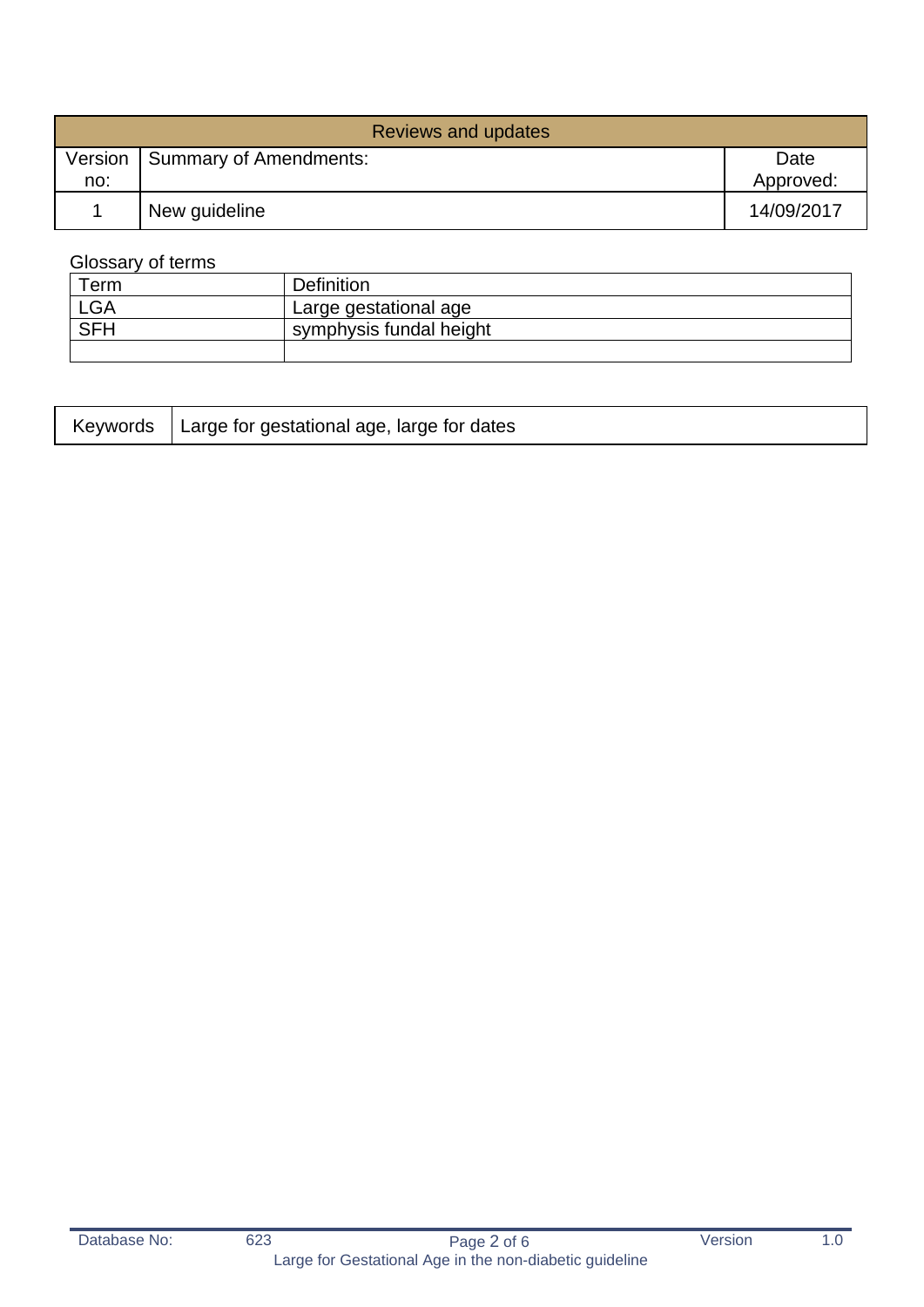| Reviews and updates | | |
|---|---|---|
| Version no: | Summary of Amendments: | Date Approved: |
| 1 | New guideline | 14/09/2017 |

Glossary of terms

| Term | Definition |
|---|---|
| LGA | Large gestational age |
| SFH | symphysis fundal height |
| | |

| Keywords | Large for gestational age, large for dates |
|---|---|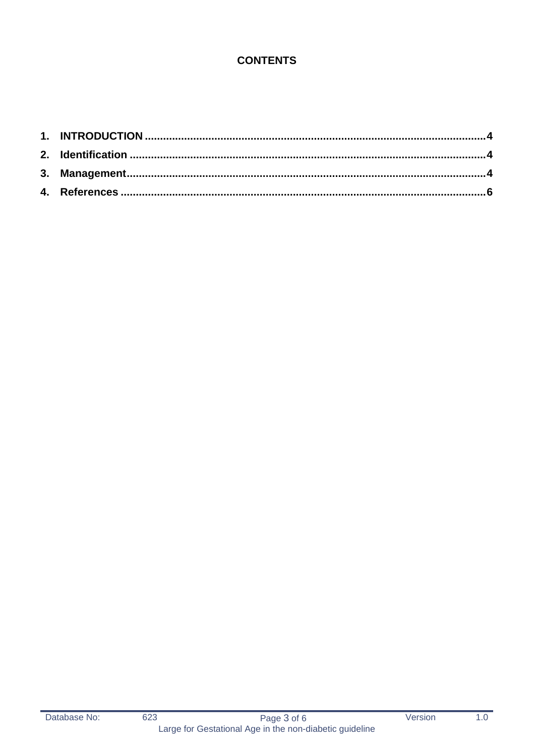**CONTENTS**

1. **INTRODUCTION** ........................................................................................................... **4**
2. **Identification** ............................................................................................................... **4**
3. **Management** ................................................................................................................ **4**
4. **References** ................................................................................................................... **6**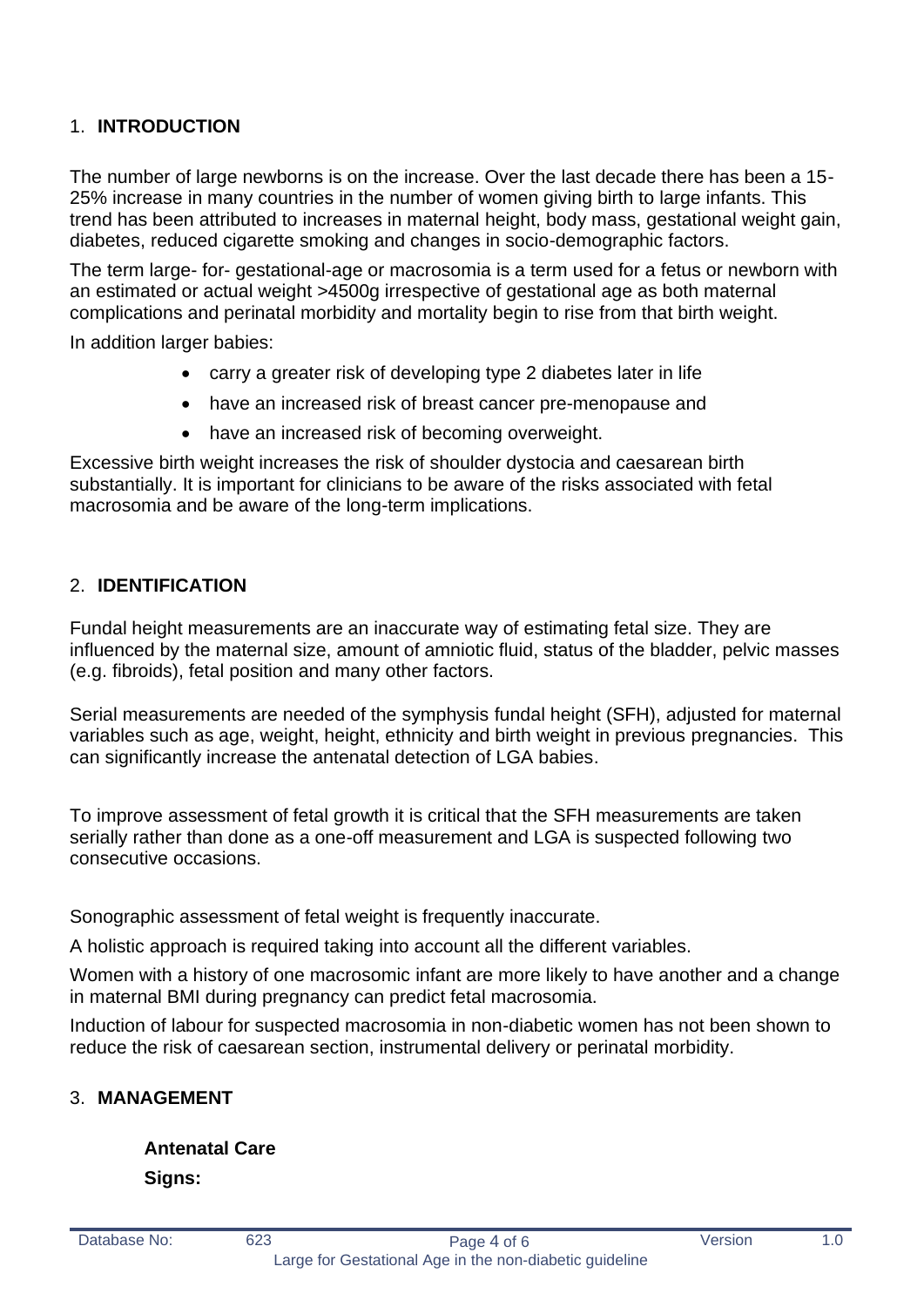## 1. INTRODUCTION

The number of large newborns is on the increase. Over the last decade there has been a 15-25% increase in many countries in the number of women giving birth to large infants. This trend has been attributed to increases in maternal height, body mass, gestational weight gain, diabetes, reduced cigarette smoking and changes in socio-demographic factors.

The term large- for- gestational-age or macrosomia is a term used for a fetus or newborn with an estimated or actual weight >4500g irrespective of gestational age as both maternal complications and perinatal morbidity and mortality begin to rise from that birth weight.

In addition larger babies:

- carry a greater risk of developing type 2 diabetes later in life
- have an increased risk of breast cancer pre-menopause and
- have an increased risk of becoming overweight.

Excessive birth weight increases the risk of shoulder dystocia and caesarean birth substantially. It is important for clinicians to be aware of the risks associated with fetal macrosomia and be aware of the long-term implications.

## 2. IDENTIFICATION

Fundal height measurements are an inaccurate way of estimating fetal size. They are influenced by the maternal size, amount of amniotic fluid, status of the bladder, pelvic masses (e.g. fibroids), fetal position and many other factors.

Serial measurements are needed of the symphysis fundal height (SFH), adjusted for maternal variables such as age, weight, height, ethnicity and birth weight in previous pregnancies. This can significantly increase the antenatal detection of LGA babies.

To improve assessment of fetal growth it is critical that the SFH measurements are taken serially rather than done as a one-off measurement and LGA is suspected following two consecutive occasions.

Sonographic assessment of fetal weight is frequently inaccurate.

A holistic approach is required taking into account all the different variables.

Women with a history of one macrosomic infant are more likely to have another and a change in maternal BMI during pregnancy can predict fetal macrosomia.

Induction of labour for suspected macrosomia in non-diabetic women has not been shown to reduce the risk of caesarean section, instrumental delivery or perinatal morbidity.

## 3. MANAGEMENT

**Antenatal Care**

**Signs:**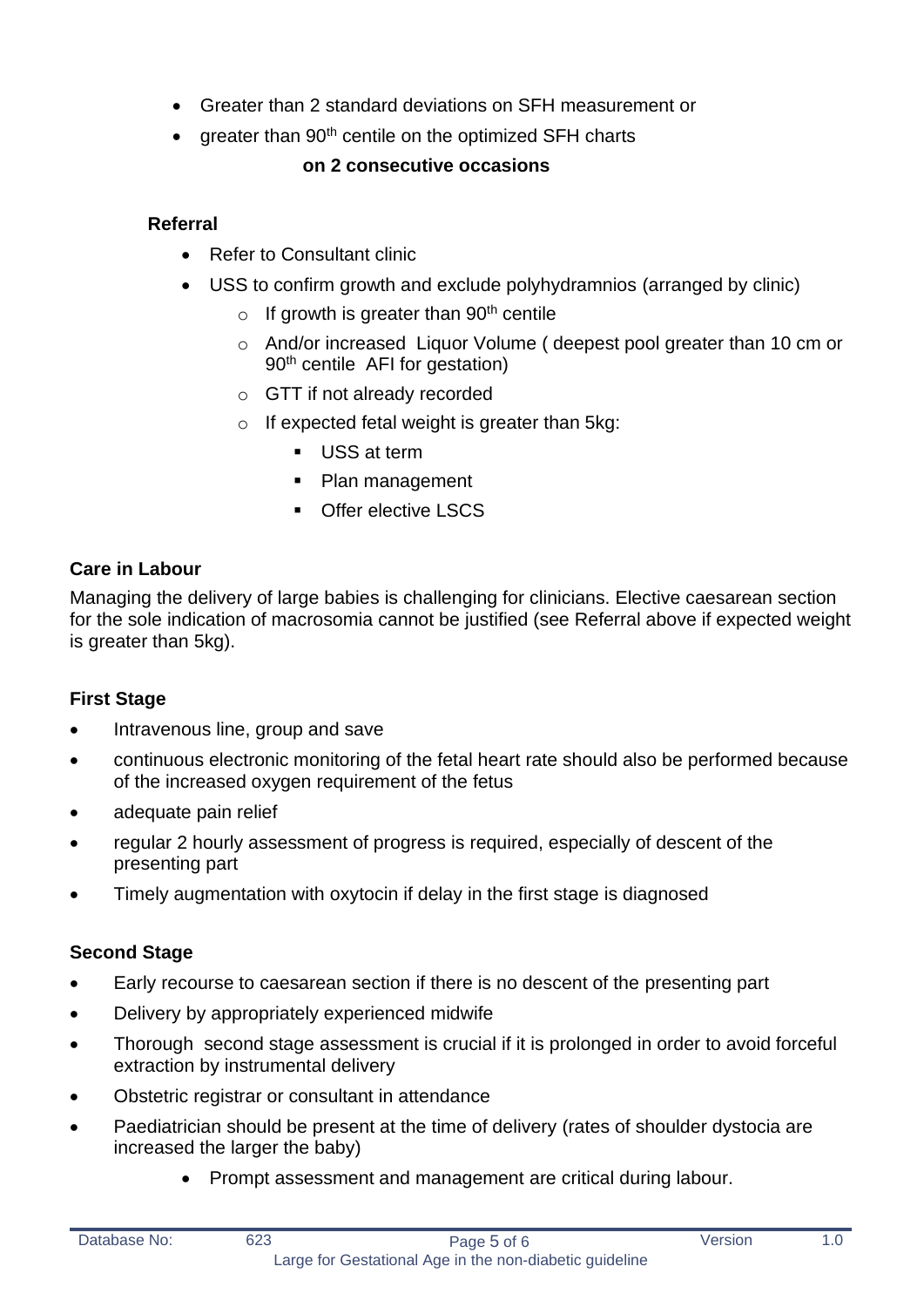- Greater than 2 standard deviations on SFH measurement or
- greater than 90th centile on the optimized SFH charts

**on 2 consecutive occasions**

**Referral**

- Refer to Consultant clinic
- USS to confirm growth and exclude polyhydramnios (arranged by clinic)
  - If growth is greater than 90th centile
  - And/or increased Liquor Volume ( deepest pool greater than 10 cm or 90th centile AFI for gestation)
  - GTT if not already recorded
  - If expected fetal weight is greater than 5kg:
    - USS at term
    - Plan management
    - Offer elective LSCS

**Care in Labour**

Managing the delivery of large babies is challenging for clinicians. Elective caesarean section for the sole indication of macrosomia cannot be justified (see Referral above if expected weight is greater than 5kg).

**First Stage**

- Intravenous line, group and save
- continuous electronic monitoring of the fetal heart rate should also be performed because of the increased oxygen requirement of the fetus
- adequate pain relief
- regular 2 hourly assessment of progress is required, especially of descent of the presenting part
- Timely augmentation with oxytocin if delay in the first stage is diagnosed

**Second Stage**

- Early recourse to caesarean section if there is no descent of the presenting part
- Delivery by appropriately experienced midwife
- Thorough second stage assessment is crucial if it is prolonged in order to avoid forceful extraction by instrumental delivery
- Obstetric registrar or consultant in attendance
- Paediatrician should be present at the time of delivery (rates of shoulder dystocia are increased the larger the baby)
  - Prompt assessment and management are critical during labour.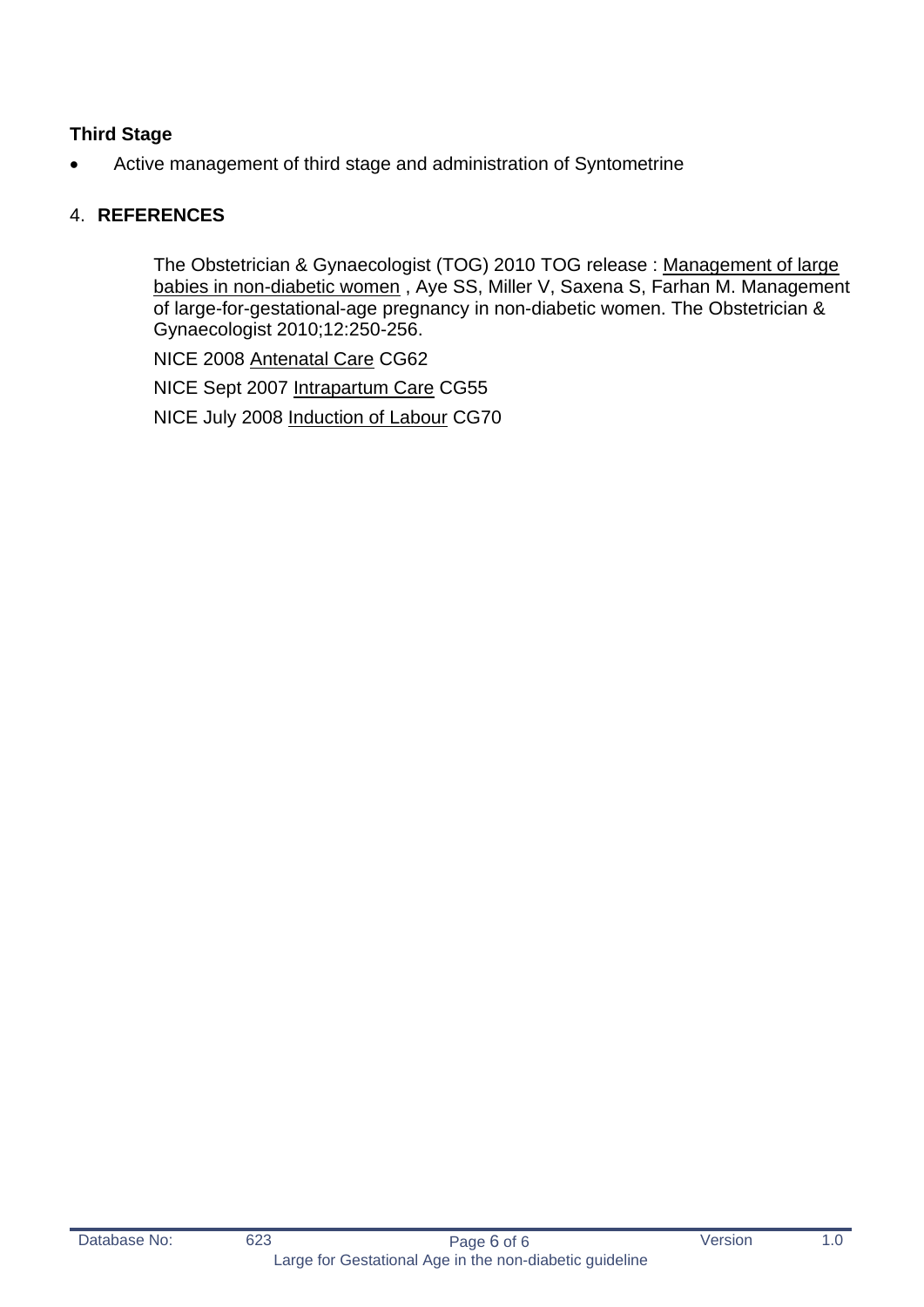### Third Stage

- Active management of third stage and administration of Syntometrine

## 4. REFERENCES

The Obstetrician & Gynaecologist (TOG) 2010 TOG release : Management of large babies in non-diabetic women , Aye SS, Miller V, Saxena S, Farhan M. Management of large-for-gestational-age pregnancy in non-diabetic women. The Obstetrician & Gynaecologist 2010;12:250-256.

NICE 2008 Antenatal Care CG62

NICE Sept 2007 Intrapartum Care CG55

NICE July 2008 Induction of Labour CG70